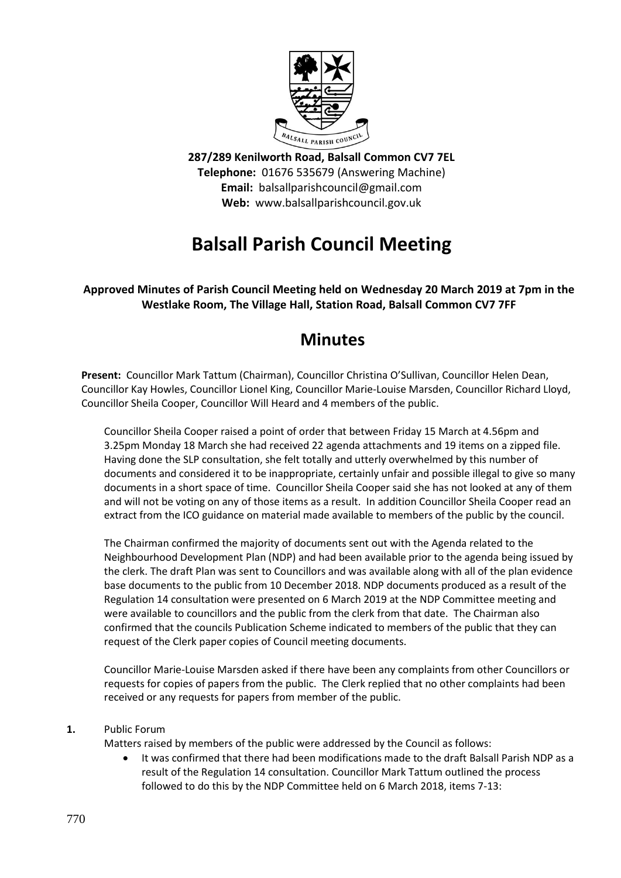**287/289 Kenilworth Road, Balsall Common CV7 7EL**
**Telephone:** 01676 535679 (Answering Machine)
**Email:** balsallparishcouncil@gmail.com
**Web:** www.balsallparishcouncil.gov.uk

# Balsall Parish Council Meeting

**Approved Minutes of Parish Council Meeting held on Wednesday 20 March 2019 at 7pm in the Westlake Room, The Village Hall, Station Road, Balsall Common CV7 7FF**

## Minutes

**Present:** Councillor Mark Tattum (Chairman), Councillor Christina O'Sullivan, Councillor Helen Dean, Councillor Kay Howles, Councillor Lionel King, Councillor Marie-Louise Marsden, Councillor Richard Lloyd, Councillor Sheila Cooper, Councillor Will Heard and 4 members of the public.

Councillor Sheila Cooper raised a point of order that between Friday 15 March at 4.56pm and 3.25pm Monday 18 March she had received 22 agenda attachments and 19 items on a zipped file. Having done the SLP consultation, she felt totally and utterly overwhelmed by this number of documents and considered it to be inappropriate, certainly unfair and possible illegal to give so many documents in a short space of time. Councillor Sheila Cooper said she has not looked at any of them and will not be voting on any of those items as a result. In addition Councillor Sheila Cooper read an extract from the ICO guidance on material made available to members of the public by the council.

The Chairman confirmed the majority of documents sent out with the Agenda related to the Neighbourhood Development Plan (NDP) and had been available prior to the agenda being issued by the clerk. The draft Plan was sent to Councillors and was available along with all of the plan evidence base documents to the public from 10 December 2018. NDP documents produced as a result of the Regulation 14 consultation were presented on 6 March 2019 at the NDP Committee meeting and were available to councillors and the public from the clerk from that date. The Chairman also confirmed that the councils Publication Scheme indicated to members of the public that they can request of the Clerk paper copies of Council meeting documents.

Councillor Marie-Louise Marsden asked if there have been any complaints from other Councillors or requests for copies of papers from the public. The Clerk replied that no other complaints had been received or any requests for papers from member of the public.

**1.** Public Forum

Matters raised by members of the public were addressed by the Council as follows:

- It was confirmed that there had been modifications made to the draft Balsall Parish NDP as a result of the Regulation 14 consultation. Councillor Mark Tattum outlined the process followed to do this by the NDP Committee held on 6 March 2018, items 7-13: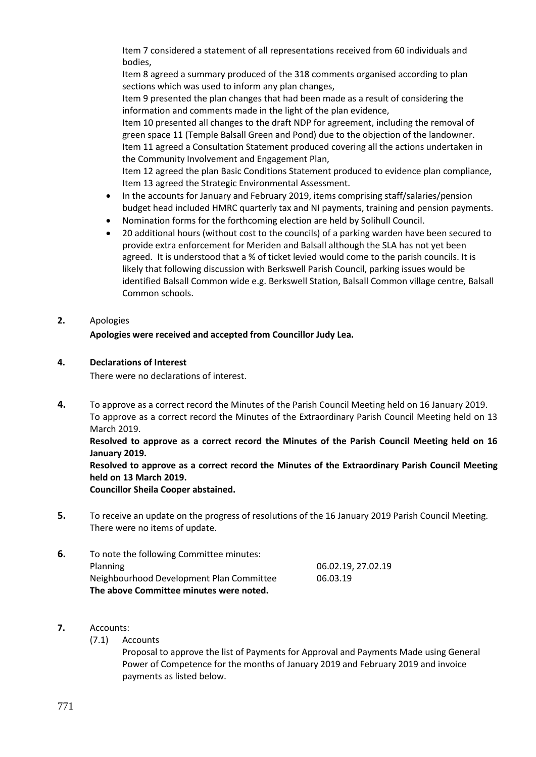Item 7 considered a statement of all representations received from 60 individuals and bodies,
Item 8 agreed a summary produced of the 318 comments organised according to plan sections which was used to inform any plan changes,
Item 9 presented the plan changes that had been made as a result of considering the information and comments made in the light of the plan evidence,
Item 10 presented all changes to the draft NDP for agreement, including the removal of green space 11 (Temple Balsall Green and Pond) due to the objection of the landowner.
Item 11 agreed a Consultation Statement produced covering all the actions undertaken in the Community Involvement and Engagement Plan,
Item 12 agreed the plan Basic Conditions Statement produced to evidence plan compliance,
Item 13 agreed the Strategic Environmental Assessment.

- In the accounts for January and February 2019, items comprising staff/salaries/pension budget head included HMRC quarterly tax and NI payments, training and pension payments.
- Nomination forms for the forthcoming election are held by Solihull Council.
- 20 additional hours (without cost to the councils) of a parking warden have been secured to provide extra enforcement for Meriden and Balsall although the SLA has not yet been agreed. It is understood that a % of ticket levied would come to the parish councils. It is likely that following discussion with Berkswell Parish Council, parking issues would be identified Balsall Common wide e.g. Berkswell Station, Balsall Common village centre, Balsall Common schools.

**2.** Apologies

**Apologies were received and accepted from Councillor Judy Lea.**

**4. Declarations of Interest**

There were no declarations of interest.

**4.** To approve as a correct record the Minutes of the Parish Council Meeting held on 16 January 2019.
To approve as a correct record the Minutes of the Extraordinary Parish Council Meeting held on 13 March 2019.

**Resolved to approve as a correct record the Minutes of the Parish Council Meeting held on 16 January 2019.**

**Resolved to approve as a correct record the Minutes of the Extraordinary Parish Council Meeting held on 13 March 2019.**

**Councillor Sheila Cooper abstained.**

**5.** To receive an update on the progress of resolutions of the 16 January 2019 Parish Council Meeting.
There were no items of update.

**6.** To note the following Committee minutes:

| | |
|---|---|
| Planning | 06.02.19, 27.02.19 |
| Neighbourhood Development Plan Committee | 06.03.19 |

**The above Committee minutes were noted.**

**7.** Accounts:

(7.1) Accounts

Proposal to approve the list of Payments for Approval and Payments Made using General Power of Competence for the months of January 2019 and February 2019 and invoice payments as listed below.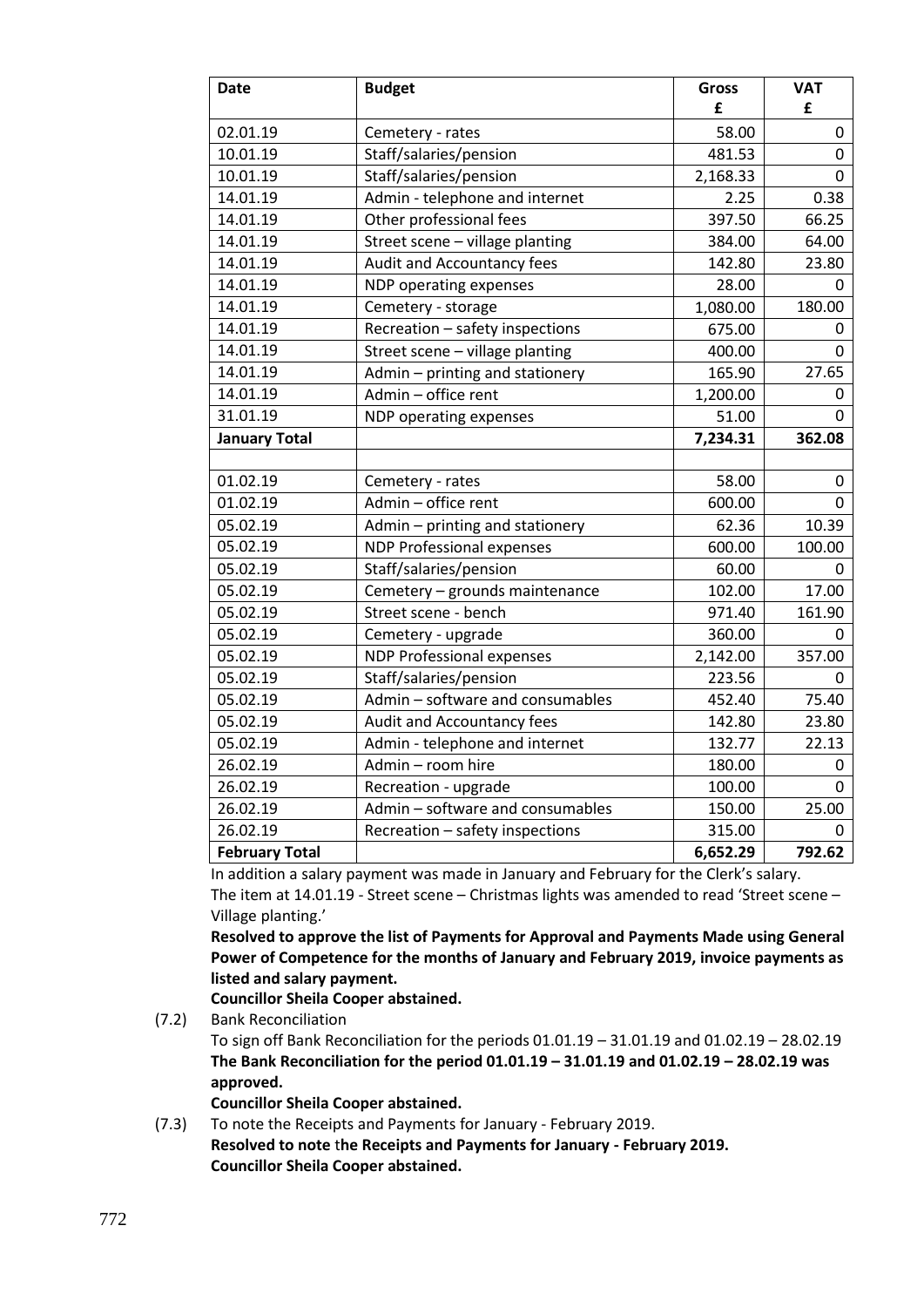| Date | Budget | Gross £ | VAT £ |
|---|---|---|---|
| 02.01.19 | Cemetery - rates | 58.00 | 0 |
| 10.01.19 | Staff/salaries/pension | 481.53 | 0 |
| 10.01.19 | Staff/salaries/pension | 2,168.33 | 0 |
| 14.01.19 | Admin - telephone and internet | 2.25 | 0.38 |
| 14.01.19 | Other professional fees | 397.50 | 66.25 |
| 14.01.19 | Street scene – village planting | 384.00 | 64.00 |
| 14.01.19 | Audit and Accountancy fees | 142.80 | 23.80 |
| 14.01.19 | NDP operating expenses | 28.00 | 0 |
| 14.01.19 | Cemetery - storage | 1,080.00 | 180.00 |
| 14.01.19 | Recreation – safety inspections | 675.00 | 0 |
| 14.01.19 | Street scene – village planting | 400.00 | 0 |
| 14.01.19 | Admin – printing and stationery | 165.90 | 27.65 |
| 14.01.19 | Admin – office rent | 1,200.00 | 0 |
| 31.01.19 | NDP operating expenses | 51.00 | 0 |
| **January Total** | | **7,234.31** | **362.08** |
| | | | |
| 01.02.19 | Cemetery - rates | 58.00 | 0 |
| 01.02.19 | Admin – office rent | 600.00 | 0 |
| 05.02.19 | Admin – printing and stationery | 62.36 | 10.39 |
| 05.02.19 | NDP Professional expenses | 600.00 | 100.00 |
| 05.02.19 | Staff/salaries/pension | 60.00 | 0 |
| 05.02.19 | Cemetery – grounds maintenance | 102.00 | 17.00 |
| 05.02.19 | Street scene - bench | 971.40 | 161.90 |
| 05.02.19 | Cemetery - upgrade | 360.00 | 0 |
| 05.02.19 | NDP Professional expenses | 2,142.00 | 357.00 |
| 05.02.19 | Staff/salaries/pension | 223.56 | 0 |
| 05.02.19 | Admin – software and consumables | 452.40 | 75.40 |
| 05.02.19 | Audit and Accountancy fees | 142.80 | 23.80 |
| 05.02.19 | Admin - telephone and internet | 132.77 | 22.13 |
| 26.02.19 | Admin – room hire | 180.00 | 0 |
| 26.02.19 | Recreation - upgrade | 100.00 | 0 |
| 26.02.19 | Admin – software and consumables | 150.00 | 25.00 |
| 26.02.19 | Recreation – safety inspections | 315.00 | 0 |
| **February Total** | | **6,652.29** | **792.62** |

In addition a salary payment was made in January and February for the Clerk's salary.
The item at 14.01.19 - Street scene – Christmas lights was amended to read 'Street scene – Village planting.'

**Resolved to approve the list of Payments for Approval and Payments Made using General Power of Competence for the months of January and February 2019, invoice payments as listed and salary payment.**

**Councillor Sheila Cooper abstained.**

(7.2) Bank Reconciliation

To sign off Bank Reconciliation for the periods 01.01.19 – 31.01.19 and 01.02.19 – 28.02.19

**The Bank Reconciliation for the period 01.01.19 – 31.01.19 and 01.02.19 – 28.02.19 was approved.**

**Councillor Sheila Cooper abstained.**

(7.3) To note the Receipts and Payments for January - February 2019.

**Resolved to note the Receipts and Payments for January - February 2019.**
**Councillor Sheila Cooper abstained.**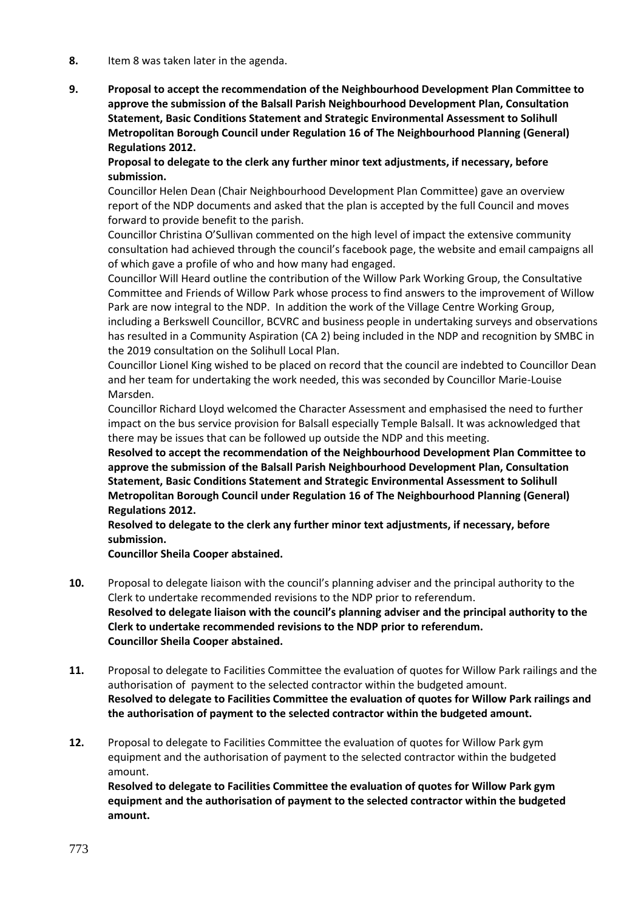**8.** Item 8 was taken later in the agenda.

**9. Proposal to accept the recommendation of the Neighbourhood Development Plan Committee to approve the submission of the Balsall Parish Neighbourhood Development Plan, Consultation Statement, Basic Conditions Statement and Strategic Environmental Assessment to Solihull Metropolitan Borough Council under Regulation 16 of The Neighbourhood Planning (General) Regulations 2012.**

**Proposal to delegate to the clerk any further minor text adjustments, if necessary, before submission.**

Councillor Helen Dean (Chair Neighbourhood Development Plan Committee) gave an overview report of the NDP documents and asked that the plan is accepted by the full Council and moves forward to provide benefit to the parish.

Councillor Christina O'Sullivan commented on the high level of impact the extensive community consultation had achieved through the council's facebook page, the website and email campaigns all of which gave a profile of who and how many had engaged.

Councillor Will Heard outline the contribution of the Willow Park Working Group, the Consultative Committee and Friends of Willow Park whose process to find answers to the improvement of Willow Park are now integral to the NDP. In addition the work of the Village Centre Working Group, including a Berkswell Councillor, BCVRC and business people in undertaking surveys and observations has resulted in a Community Aspiration (CA 2) being included in the NDP and recognition by SMBC in the 2019 consultation on the Solihull Local Plan.

Councillor Lionel King wished to be placed on record that the council are indebted to Councillor Dean and her team for undertaking the work needed, this was seconded by Councillor Marie-Louise Marsden.

Councillor Richard Lloyd welcomed the Character Assessment and emphasised the need to further impact on the bus service provision for Balsall especially Temple Balsall. It was acknowledged that there may be issues that can be followed up outside the NDP and this meeting.

**Resolved to accept the recommendation of the Neighbourhood Development Plan Committee to approve the submission of the Balsall Parish Neighbourhood Development Plan, Consultation Statement, Basic Conditions Statement and Strategic Environmental Assessment to Solihull Metropolitan Borough Council under Regulation 16 of The Neighbourhood Planning (General) Regulations 2012.**

**Resolved to delegate to the clerk any further minor text adjustments, if necessary, before submission.**

**Councillor Sheila Cooper abstained.**

**10.** Proposal to delegate liaison with the council's planning adviser and the principal authority to the Clerk to undertake recommended revisions to the NDP prior to referendum.

**Resolved to delegate liaison with the council's planning adviser and the principal authority to the Clerk to undertake recommended revisions to the NDP prior to referendum.**

**Councillor Sheila Cooper abstained.**

**11.** Proposal to delegate to Facilities Committee the evaluation of quotes for Willow Park railings and the authorisation of payment to the selected contractor within the budgeted amount.

**Resolved to delegate to Facilities Committee the evaluation of quotes for Willow Park railings and the authorisation of payment to the selected contractor within the budgeted amount.**

**12.** Proposal to delegate to Facilities Committee the evaluation of quotes for Willow Park gym equipment and the authorisation of payment to the selected contractor within the budgeted amount.

**Resolved to delegate to Facilities Committee the evaluation of quotes for Willow Park gym equipment and the authorisation of payment to the selected contractor within the budgeted amount.**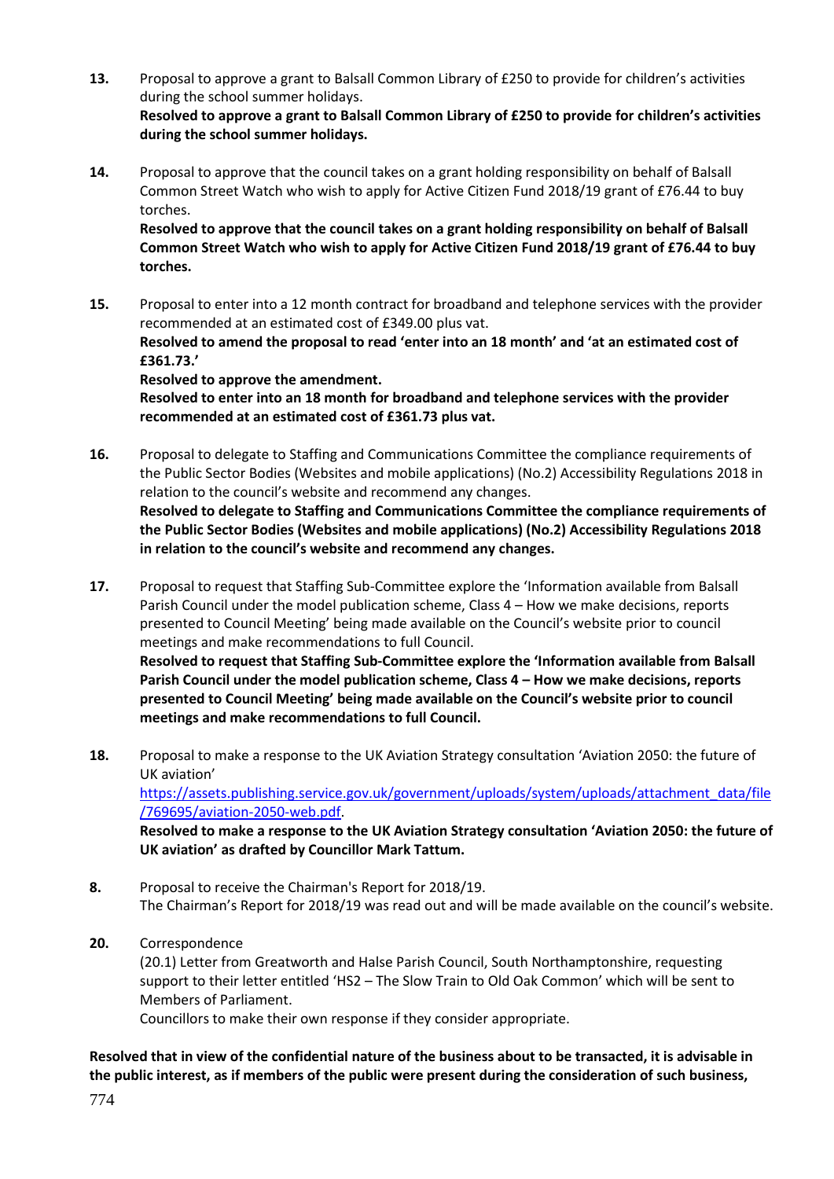**13.** Proposal to approve a grant to Balsall Common Library of £250 to provide for children's activities during the school summer holidays.
**Resolved to approve a grant to Balsall Common Library of £250 to provide for children's activities during the school summer holidays.**

**14.** Proposal to approve that the council takes on a grant holding responsibility on behalf of Balsall Common Street Watch who wish to apply for Active Citizen Fund 2018/19 grant of £76.44 to buy torches.
**Resolved to approve that the council takes on a grant holding responsibility on behalf of Balsall Common Street Watch who wish to apply for Active Citizen Fund 2018/19 grant of £76.44 to buy torches.**

**15.** Proposal to enter into a 12 month contract for broadband and telephone services with the provider recommended at an estimated cost of £349.00 plus vat.
**Resolved to amend the proposal to read 'enter into an 18 month' and 'at an estimated cost of £361.73.'**
**Resolved to approve the amendment.**
**Resolved to enter into an 18 month for broadband and telephone services with the provider recommended at an estimated cost of £361.73 plus vat.**

**16.** Proposal to delegate to Staffing and Communications Committee the compliance requirements of the Public Sector Bodies (Websites and mobile applications) (No.2) Accessibility Regulations 2018 in relation to the council's website and recommend any changes.
**Resolved to delegate to Staffing and Communications Committee the compliance requirements of the Public Sector Bodies (Websites and mobile applications) (No.2) Accessibility Regulations 2018 in relation to the council's website and recommend any changes.**

**17.** Proposal to request that Staffing Sub-Committee explore the 'Information available from Balsall Parish Council under the model publication scheme, Class 4 – How we make decisions, reports presented to Council Meeting' being made available on the Council's website prior to council meetings and make recommendations to full Council.
**Resolved to request that Staffing Sub-Committee explore the 'Information available from Balsall Parish Council under the model publication scheme, Class 4 – How we make decisions, reports presented to Council Meeting' being made available on the Council's website prior to council meetings and make recommendations to full Council.**

**18.** Proposal to make a response to the UK Aviation Strategy consultation 'Aviation 2050: the future of UK aviation'
https://assets.publishing.service.gov.uk/government/uploads/system/uploads/attachment_data/file/769695/aviation-2050-web.pdf.
**Resolved to make a response to the UK Aviation Strategy consultation 'Aviation 2050: the future of UK aviation' as drafted by Councillor Mark Tattum.**

**8.** Proposal to receive the Chairman's Report for 2018/19.
The Chairman's Report for 2018/19 was read out and will be made available on the council's website.

**20.** Correspondence
(20.1) Letter from Greatworth and Halse Parish Council, South Northamptonshire, requesting support to their letter entitled 'HS2 – The Slow Train to Old Oak Common' which will be sent to Members of Parliament.
Councillors to make their own response if they consider appropriate.

**Resolved that in view of the confidential nature of the business about to be transacted, it is advisable in the public interest, as if members of the public were present during the consideration of such business,**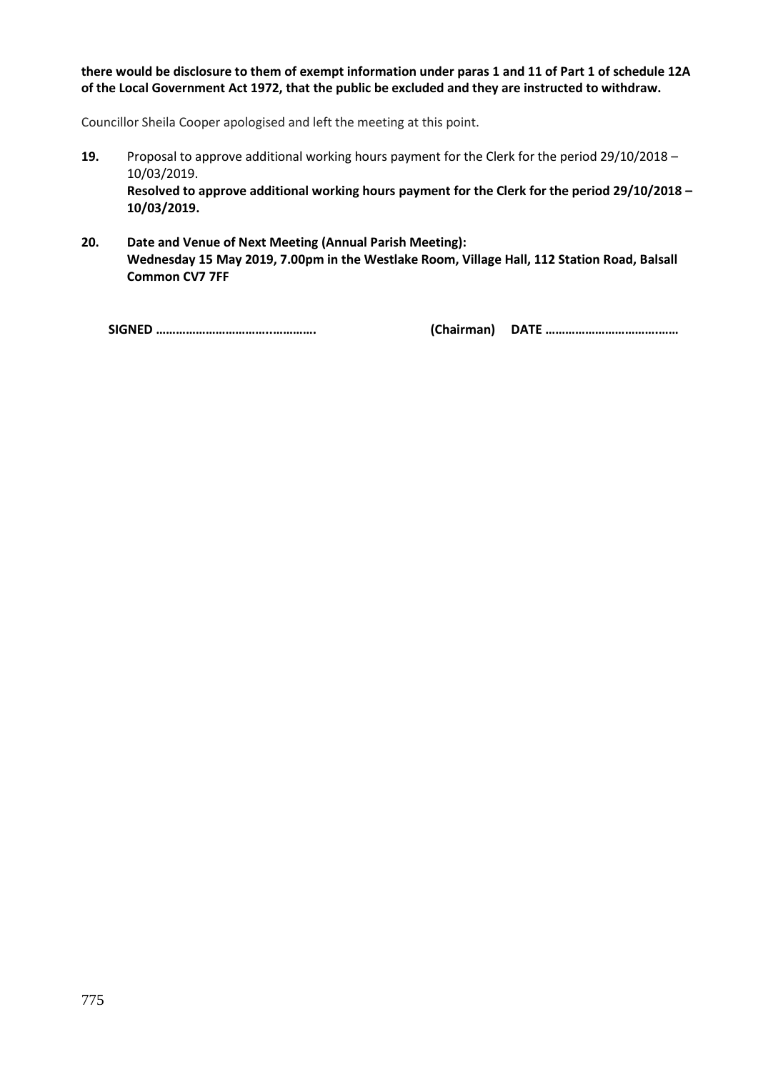**there would be disclosure to them of exempt information under paras 1 and 11 of Part 1 of schedule 12A of the Local Government Act 1972, that the public be excluded and they are instructed to withdraw.**

Councillor Sheila Cooper apologised and left the meeting at this point.

**19.** Proposal to approve additional working hours payment for the Clerk for the period 29/10/2018 – 10/03/2019.
**Resolved to approve additional working hours payment for the Clerk for the period 29/10/2018 – 10/03/2019.**

**20. Date and Venue of Next Meeting (Annual Parish Meeting):**
**Wednesday 15 May 2019, 7.00pm in the Westlake Room, Village Hall, 112 Station Road, Balsall Common CV7 7FF**

**SIGNED ………………………………..…………. (Chairman) DATE …………………………….……**